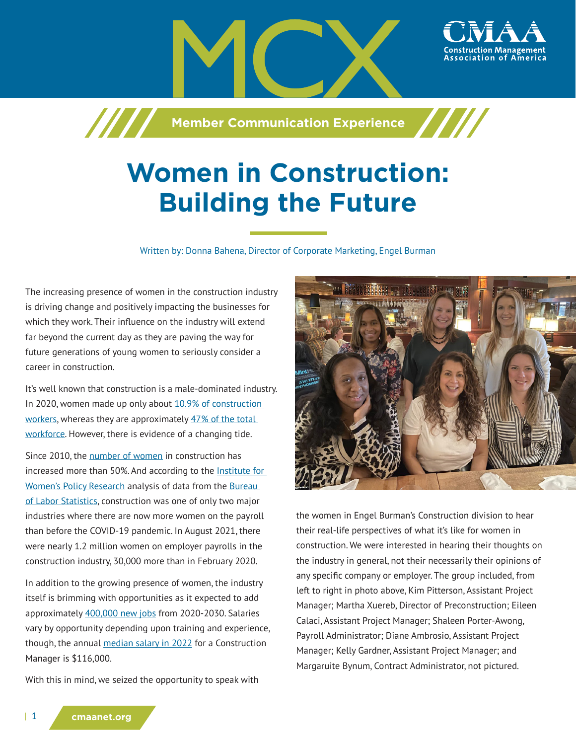# Women in Construction: Building the Future

Written by: Donna Bahena, Director of Corporate Marketing, Engel Burman

The increasing presence of women in the construction industry is driving change and positively impacting the businesses for which they work. Their influence on the industry will extend far beyond the current day as they are paving the way for future generations of young women to seriously consider a career in construction.

It's well known that construction is a male-dominated industry. In 2020, women made up only about 10.9% of construction workers, whereas they are approximately 47% of the total workforce. However, there is evidence of a changing tide.

Since 2010, the number of women in construction has increased more than 50%. And according to the Institute for Women's Policy Research analysis of data from the Bureau of Labor Statistics, construction was one of only two major industries where there are now more women on the payroll than before the COVID-19 pandemic. In August 2021, there were nearly 1.2 million women on employer payrolls in the construction industry, 30,000 more than in February 2020.

In addition to the growing presence of women, the industry itself is brimming with opportunities as it expected to add approximately 400,000 new jobs from 2020-2030. Salaries vary by opportunity depending upon training and experience, though, the annual median salary in 2022 for a Construction Manager is $116,000.

With this in mind, we seized the opportunity to speak with the women in Engel Burman's Construction division to hear their real-life perspectives of what it's like for women in construction. We were interested in hearing their thoughts on the industry in general, not their necessarily their opinions of any specific company or employer. The group included, from left to right in photo above, Kim Pitterson, Assistant Project Manager; Martha Xuereb, Director of Preconstruction; Eileen Calaci, Assistant Project Manager; Shaleen Porter-Awong, Payroll Administrator; Diane Ambrosio, Assistant Project Manager; Kelly Gardner, Assistant Project Manager; and Margaruite Bynum, Contract Administrator, not pictured.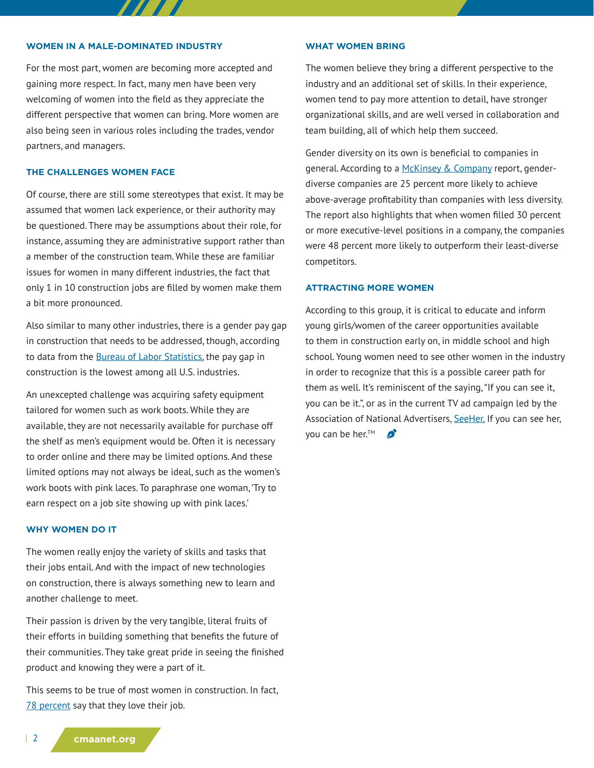### WOMEN IN A MALE-DOMINATED INDUSTRY

For the most part, women are becoming more accepted and gaining more respect. In fact, many men have been very welcoming of women into the field as they appreciate the different perspective that women can bring. More women are also being seen in various roles including the trades, vendor partners, and managers.

### THE CHALLENGES WOMEN FACE

Of course, there are still some stereotypes that exist. It may be assumed that women lack experience, or their authority may be questioned. There may be assumptions about their role, for instance, assuming they are administrative support rather than a member of the construction team. While these are familiar issues for women in many different industries, the fact that only 1 in 10 construction jobs are filled by women make them a bit more pronounced.

Also similar to many other industries, there is a gender pay gap in construction that needs to be addressed, though, according to data from the Bureau of Labor Statistics, the pay gap in construction is the lowest among all U.S. industries.

An unexcepted challenge was acquiring safety equipment tailored for women such as work boots. While they are available, they are not necessarily available for purchase off the shelf as men's equipment would be. Often it is necessary to order online and there may be limited options. And these limited options may not always be ideal, such as the women's work boots with pink laces. To paraphrase one woman, 'Try to earn respect on a job site showing up with pink laces.'

### WHY WOMEN DO IT

The women really enjoy the variety of skills and tasks that their jobs entail. And with the impact of new technologies on construction, there is always something new to learn and another challenge to meet.

Their passion is driven by the very tangible, literal fruits of their efforts in building something that benefits the future of their communities. They take great pride in seeing the finished product and knowing they were a part of it.

This seems to be true of most women in construction. In fact, 78 percent say that they love their job.

### WHAT WOMEN BRING

The women believe they bring a different perspective to the industry and an additional set of skills. In their experience, women tend to pay more attention to detail, have stronger organizational skills, and are well versed in collaboration and team building, all of which help them succeed.

Gender diversity on its own is beneficial to companies in general. According to a McKinsey & Company report, gender-diverse companies are 25 percent more likely to achieve above-average profitability than companies with less diversity. The report also highlights that when women filled 30 percent or more executive-level positions in a company, the companies were 48 percent more likely to outperform their least-diverse competitors.

### ATTRACTING MORE WOMEN

According to this group, it is critical to educate and inform young girls/women of the career opportunities available to them in construction early on, in middle school and high school. Young women need to see other women in the industry in order to recognize that this is a possible career path for them as well. It's reminiscent of the saying, "If you can see it, you can be it.", or as in the current TV ad campaign led by the Association of National Advertisers, SeeHer, If you can see her, you can be her.™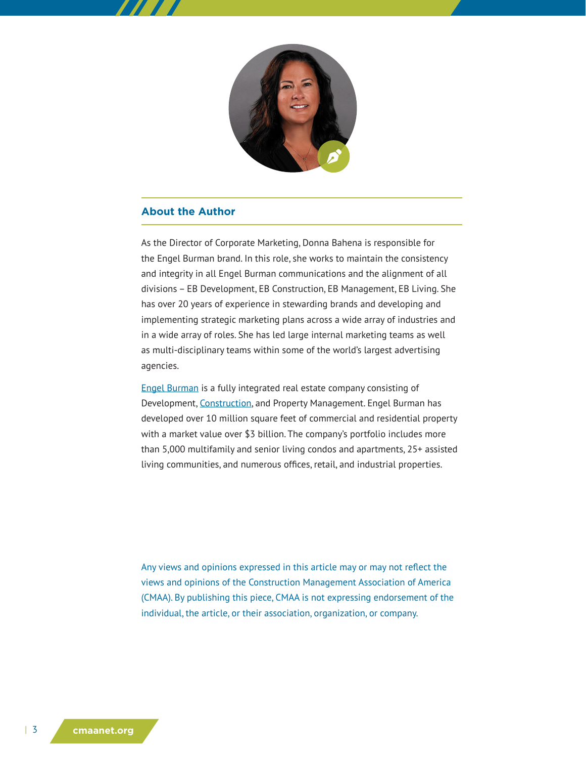## About the Author

As the Director of Corporate Marketing, Donna Bahena is responsible for the Engel Burman brand. In this role, she works to maintain the consistency and integrity in all Engel Burman communications and the alignment of all divisions – EB Development, EB Construction, EB Management, EB Living. She has over 20 years of experience in stewarding brands and developing and implementing strategic marketing plans across a wide array of industries and in a wide array of roles. She has led large internal marketing teams as well as multi-disciplinary teams within some of the world's largest advertising agencies.

Engel Burman is a fully integrated real estate company consisting of Development, Construction, and Property Management. Engel Burman has developed over 10 million square feet of commercial and residential property with a market value over $3 billion. The company's portfolio includes more than 5,000 multifamily and senior living condos and apartments, 25+ assisted living communities, and numerous offices, retail, and industrial properties.

Any views and opinions expressed in this article may or may not reflect the views and opinions of the Construction Management Association of America (CMAA). By publishing this piece, CMAA is not expressing endorsement of the individual, the article, or their association, organization, or company.